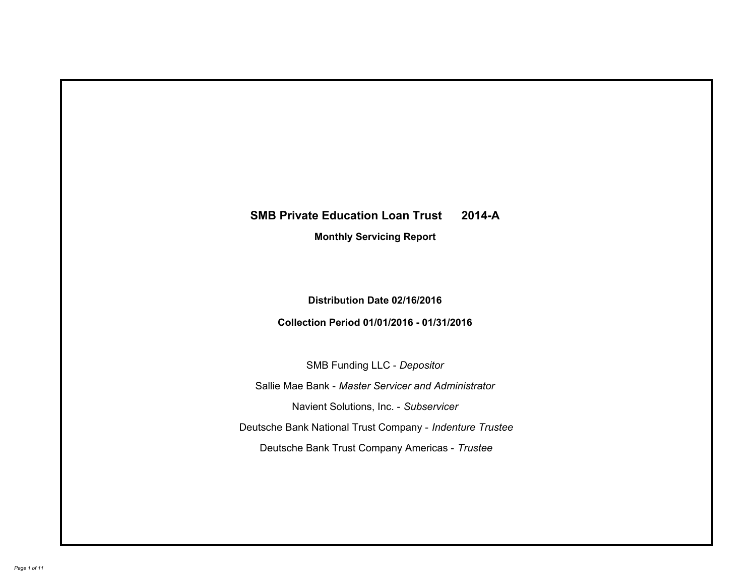# SMB Private Education Loan Trust 2014-A

## Monthly Servicing Report

**Distribution Date 02/16/2016**

**Collection Period 01/01/2016 - 01/31/2016**

SMB Funding LLC - *Depositor*

Sallie Mae Bank - *Master Servicer and Administrator*

Navient Solutions, Inc. - *Subservicer*

Deutsche Bank National Trust Company - *Indenture Trustee*

Deutsche Bank Trust Company Americas - *Trustee*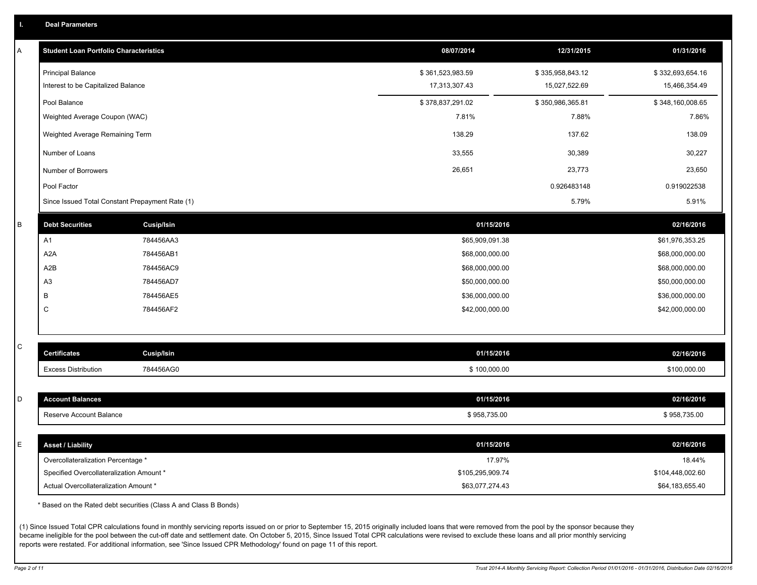## I. Deal Parameters

### A

| Student Loan Portfolio Characteristics | 08/07/2014 | 12/31/2015 | 01/31/2016 |
|---|---|---|---|
| Principal Balance | $ 361,523,983.59 | $ 335,958,843.12 | $ 332,693,654.16 |
| Interest to be Capitalized Balance | 17,313,307.43 | 15,027,522.69 | 15,466,354.49 |
| Pool Balance | $ 378,837,291.02 | $ 350,986,365.81 | $ 348,160,008.65 |
| Weighted Average Coupon (WAC) | 7.81% | 7.88% | 7.86% |
| Weighted Average Remaining Term | 138.29 | 137.62 | 138.09 |
| Number of Loans | 33,555 | 30,389 | 30,227 |
| Number of Borrowers | 26,651 | 23,773 | 23,650 |
| Pool Factor | | 0.926483148 | 0.919022538 |
| Since Issued Total Constant Prepayment Rate (1) | | 5.79% | 5.91% |

### B

| Debt Securities | Cusip/Isin | 01/15/2016 | 02/16/2016 |
|---|---|---|---|
| A1 | 784456AA3 | $65,909,091.38 | $61,976,353.25 |
| A2A | 784456AB1 | $68,000,000.00 | $68,000,000.00 |
| A2B | 784456AC9 | $68,000,000.00 | $68,000,000.00 |
| A3 | 784456AD7 | $50,000,000.00 | $50,000,000.00 |
| B | 784456AE5 | $36,000,000.00 | $36,000,000.00 |
| C | 784456AF2 | $42,000,000.00 | $42,000,000.00 |

### C

| Certificates | Cusip/Isin | 01/15/2016 | 02/16/2016 |
|---|---|---|---|
| Excess Distribution | 784456AG0 | $ 100,000.00 | $100,000.00 |

### D

| Account Balances | 01/15/2016 | 02/16/2016 |
|---|---|---|
| Reserve Account Balance | $ 958,735.00 | $ 958,735.00 |

### E

| Asset / Liability | 01/15/2016 | 02/16/2016 |
|---|---|---|
| Overcollateralization Percentage * | 17.97% | 18.44% |
| Specified Overcollateralization Amount * | $105,295,909.74 | $104,448,002.60 |
| Actual Overcollateralization Amount * | $63,077,274.43 | $64,183,655.40 |

\* Based on the Rated debt securities (Class A and Class B Bonds)

(1) Since Issued Total CPR calculations found in monthly servicing reports issued on or prior to September 15, 2015 originally included loans that were removed from the pool by the sponsor because they became ineligible for the pool between the cut-off date and settlement date. On October 5, 2015, Since Issued Total CPR calculations were revised to exclude these loans and all prior monthly servicing reports were restated. For additional information, see 'Since Issued CPR Methodology' found on page 11 of this report.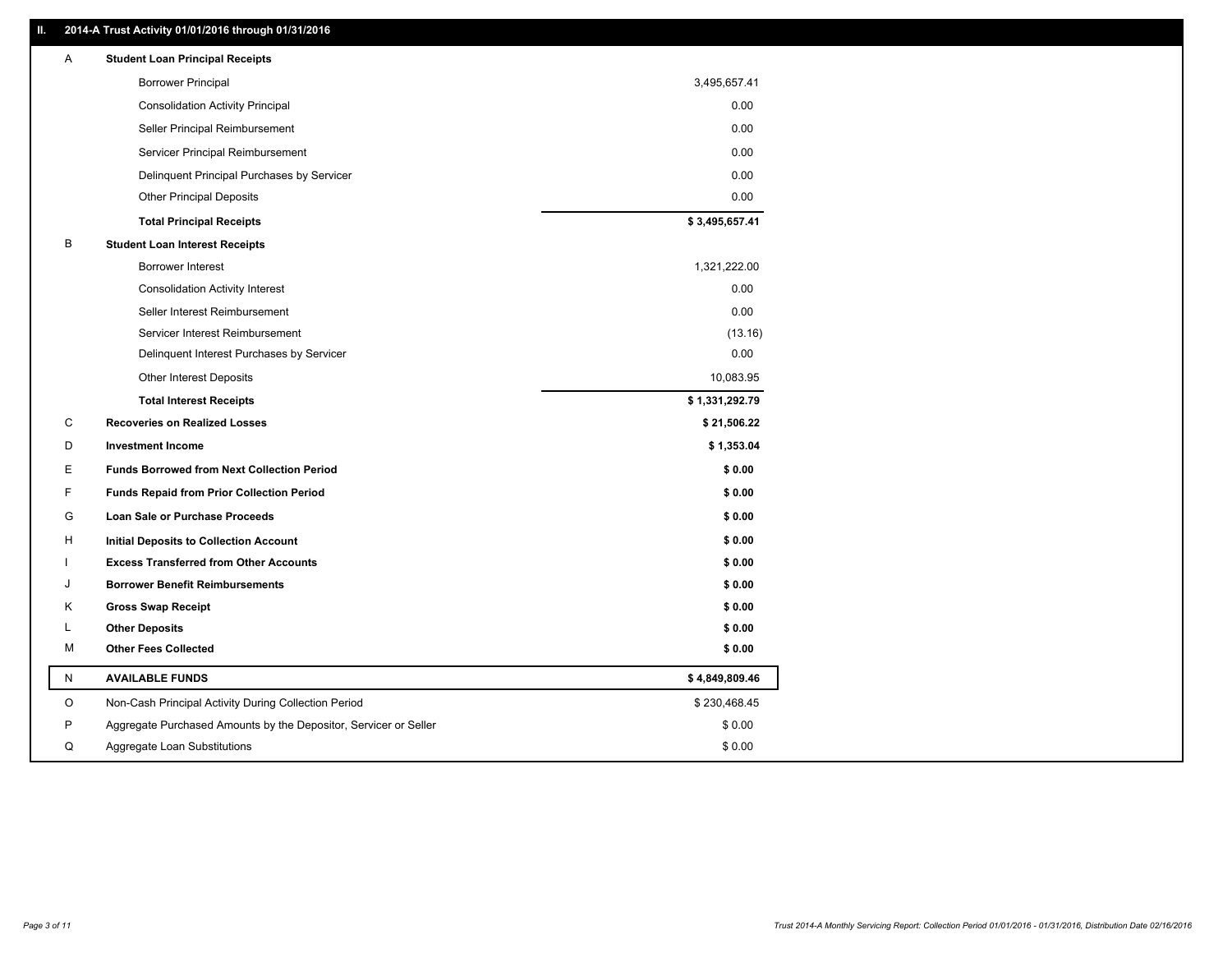## II. 2014-A Trust Activity 01/01/2016 through 01/31/2016

| | | |
|---|---|---|
| A | **Student Loan Principal Receipts** | |
| | Borrower Principal | 3,495,657.41 |
| | Consolidation Activity Principal | 0.00 |
| | Seller Principal Reimbursement | 0.00 |
| | Servicer Principal Reimbursement | 0.00 |
| | Delinquent Principal Purchases by Servicer | 0.00 |
| | Other Principal Deposits | 0.00 |
| | **Total Principal Receipts** | **$ 3,495,657.41** |
| B | **Student Loan Interest Receipts** | |
| | Borrower Interest | 1,321,222.00 |
| | Consolidation Activity Interest | 0.00 |
| | Seller Interest Reimbursement | 0.00 |
| | Servicer Interest Reimbursement | (13.16) |
| | Delinquent Interest Purchases by Servicer | 0.00 |
| | Other Interest Deposits | 10,083.95 |
| | **Total Interest Receipts** | **$ 1,331,292.79** |
| C | **Recoveries on Realized Losses** | **$ 21,506.22** |
| D | **Investment Income** | **$ 1,353.04** |
| E | **Funds Borrowed from Next Collection Period** | **$ 0.00** |
| F | **Funds Repaid from Prior Collection Period** | **$ 0.00** |
| G | **Loan Sale or Purchase Proceeds** | **$ 0.00** |
| H | **Initial Deposits to Collection Account** | **$ 0.00** |
| I | **Excess Transferred from Other Accounts** | **$ 0.00** |
| J | **Borrower Benefit Reimbursements** | **$ 0.00** |
| K | **Gross Swap Receipt** | **$ 0.00** |
| L | **Other Deposits** | **$ 0.00** |
| M | **Other Fees Collected** | **$ 0.00** |
| N | **AVAILABLE FUNDS** | **$ 4,849,809.46** |
| O | Non-Cash Principal Activity During Collection Period | $ 230,468.45 |
| P | Aggregate Purchased Amounts by the Depositor, Servicer or Seller | $ 0.00 |
| Q | Aggregate Loan Substitutions | $ 0.00 |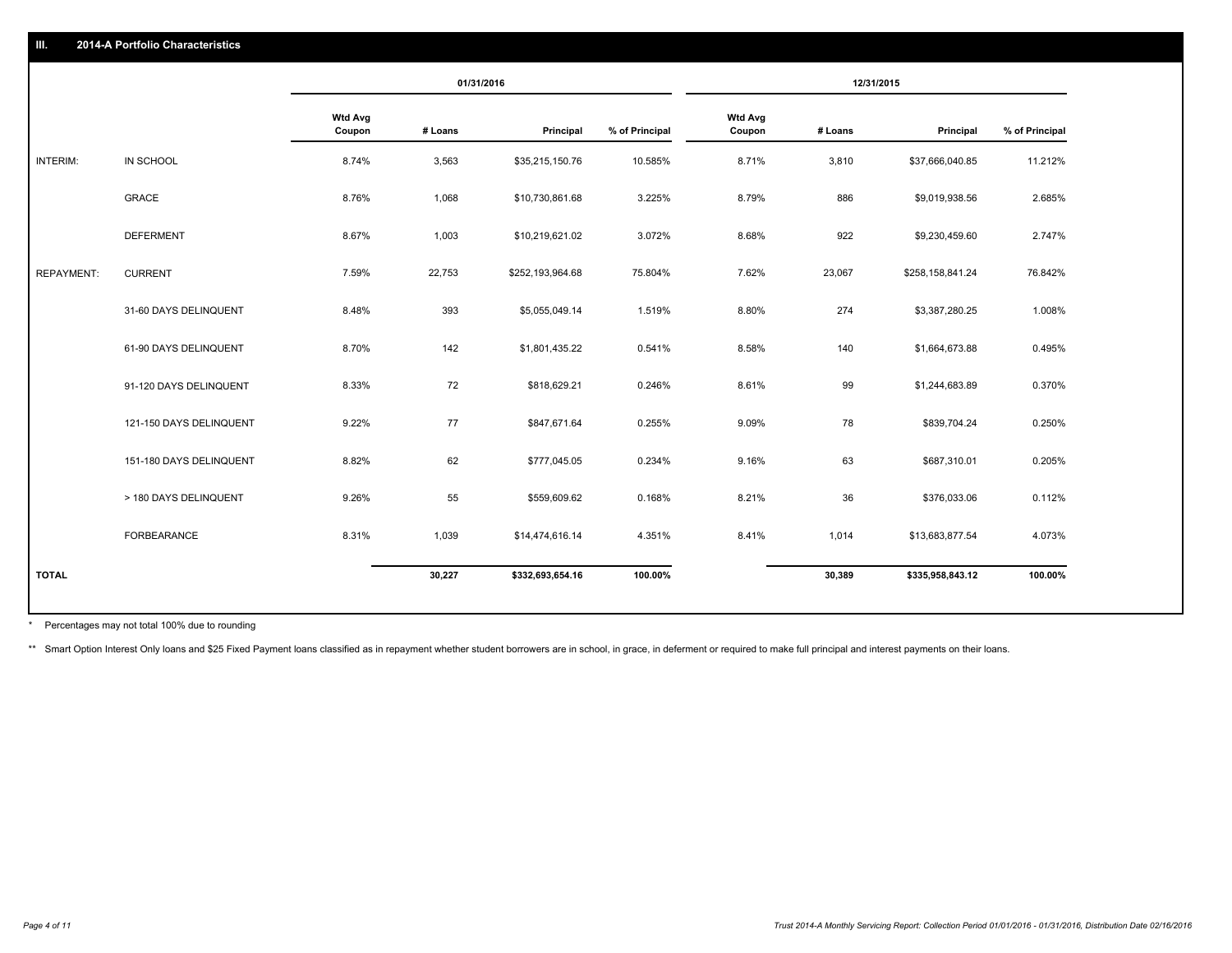## III. 2014-A Portfolio Characteristics

| | | 01/31/2016 | | | | 12/31/2015 | | | |
|---|---|---|---|---|---|---|---|---|---|
| | | Wtd Avg Coupon | # Loans | Principal | % of Principal | Wtd Avg Coupon | # Loans | Principal | % of Principal |
| INTERIM: | IN SCHOOL | 8.74% | 3,563 | $35,215,150.76 | 10.585% | 8.71% | 3,810 | $37,666,040.85 | 11.212% |
| | GRACE | 8.76% | 1,068 | $10,730,861.68 | 3.225% | 8.79% | 886 | $9,019,938.56 | 2.685% |
| | DEFERMENT | 8.67% | 1,003 | $10,219,621.02 | 3.072% | 8.68% | 922 | $9,230,459.60 | 2.747% |
| REPAYMENT: | CURRENT | 7.59% | 22,753 | $252,193,964.68 | 75.804% | 7.62% | 23,067 | $258,158,841.24 | 76.842% |
| | 31-60 DAYS DELINQUENT | 8.48% | 393 | $5,055,049.14 | 1.519% | 8.80% | 274 | $3,387,280.25 | 1.008% |
| | 61-90 DAYS DELINQUENT | 8.70% | 142 | $1,801,435.22 | 0.541% | 8.58% | 140 | $1,664,673.88 | 0.495% |
| | 91-120 DAYS DELINQUENT | 8.33% | 72 | $818,629.21 | 0.246% | 8.61% | 99 | $1,244,683.89 | 0.370% |
| | 121-150 DAYS DELINQUENT | 9.22% | 77 | $847,671.64 | 0.255% | 9.09% | 78 | $839,704.24 | 0.250% |
| | 151-180 DAYS DELINQUENT | 8.82% | 62 | $777,045.05 | 0.234% | 9.16% | 63 | $687,310.01 | 0.205% |
| | > 180 DAYS DELINQUENT | 9.26% | 55 | $559,609.62 | 0.168% | 8.21% | 36 | $376,033.06 | 0.112% |
| | FORBEARANCE | 8.31% | 1,039 | $14,474,616.14 | 4.351% | 8.41% | 1,014 | $13,683,877.54 | 4.073% |
| **TOTAL** | | | **30,227** | **$332,693,654.16** | **100.00%** | | **30,389** | **$335,958,843.12** | **100.00%** |

\* Percentages may not total 100% due to rounding

\*\* Smart Option Interest Only loans and $25 Fixed Payment loans classified as in repayment whether student borrowers are in school, in grace, in deferment or required to make full principal and interest payments on their loans.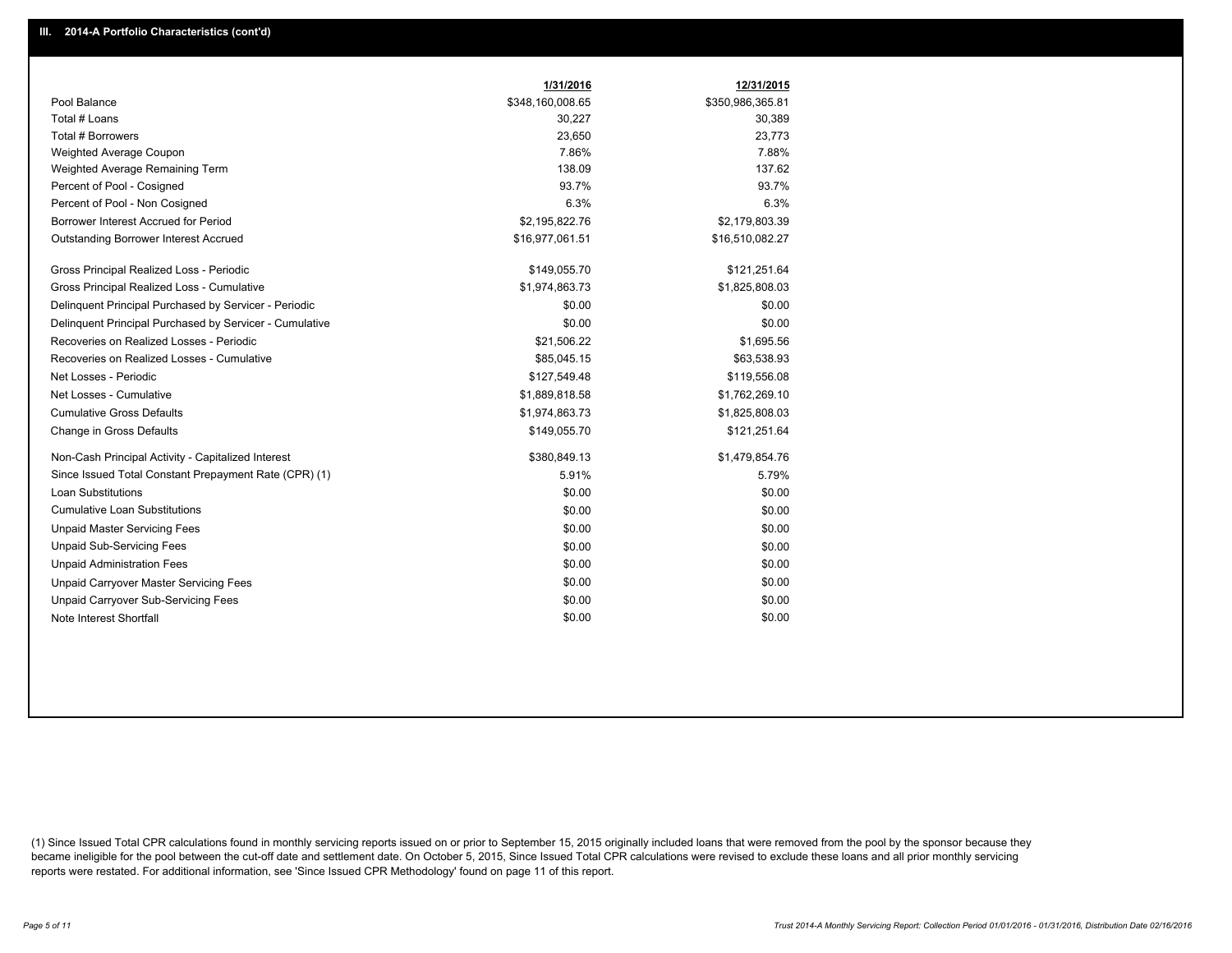## III. 2014-A Portfolio Characteristics (cont'd)

| | 1/31/2016 | 12/31/2015 |
|---|---|---|
| Pool Balance | $348,160,008.65 | $350,986,365.81 |
| Total # Loans | 30,227 | 30,389 |
| Total # Borrowers | 23,650 | 23,773 |
| Weighted Average Coupon | 7.86% | 7.88% |
| Weighted Average Remaining Term | 138.09 | 137.62 |
| Percent of Pool - Cosigned | 93.7% | 93.7% |
| Percent of Pool - Non Cosigned | 6.3% | 6.3% |
| Borrower Interest Accrued for Period | $2,195,822.76 | $2,179,803.39 |
| Outstanding Borrower Interest Accrued | $16,977,061.51 | $16,510,082.27 |
| Gross Principal Realized Loss - Periodic | $149,055.70 | $121,251.64 |
| Gross Principal Realized Loss - Cumulative | $1,974,863.73 | $1,825,808.03 |
| Delinquent Principal Purchased by Servicer - Periodic | $0.00 | $0.00 |
| Delinquent Principal Purchased by Servicer - Cumulative | $0.00 | $0.00 |
| Recoveries on Realized Losses - Periodic | $21,506.22 | $1,695.56 |
| Recoveries on Realized Losses - Cumulative | $85,045.15 | $63,538.93 |
| Net Losses - Periodic | $127,549.48 | $119,556.08 |
| Net Losses - Cumulative | $1,889,818.58 | $1,762,269.10 |
| Cumulative Gross Defaults | $1,974,863.73 | $1,825,808.03 |
| Change in Gross Defaults | $149,055.70 | $121,251.64 |
| Non-Cash Principal Activity - Capitalized Interest | $380,849.13 | $1,479,854.76 |
| Since Issued Total Constant Prepayment Rate (CPR) (1) | 5.91% | 5.79% |
| Loan Substitutions | $0.00 | $0.00 |
| Cumulative Loan Substitutions | $0.00 | $0.00 |
| Unpaid Master Servicing Fees | $0.00 | $0.00 |
| Unpaid Sub-Servicing Fees | $0.00 | $0.00 |
| Unpaid Administration Fees | $0.00 | $0.00 |
| Unpaid Carryover Master Servicing Fees | $0.00 | $0.00 |
| Unpaid Carryover Sub-Servicing Fees | $0.00 | $0.00 |
| Note Interest Shortfall | $0.00 | $0.00 |

(1) Since Issued Total CPR calculations found in monthly servicing reports issued on or prior to September 15, 2015 originally included loans that were removed from the pool by the sponsor because they became ineligible for the pool between the cut-off date and settlement date. On October 5, 2015, Since Issued Total CPR calculations were revised to exclude these loans and all prior monthly servicing reports were restated. For additional information, see 'Since Issued CPR Methodology' found on page 11 of this report.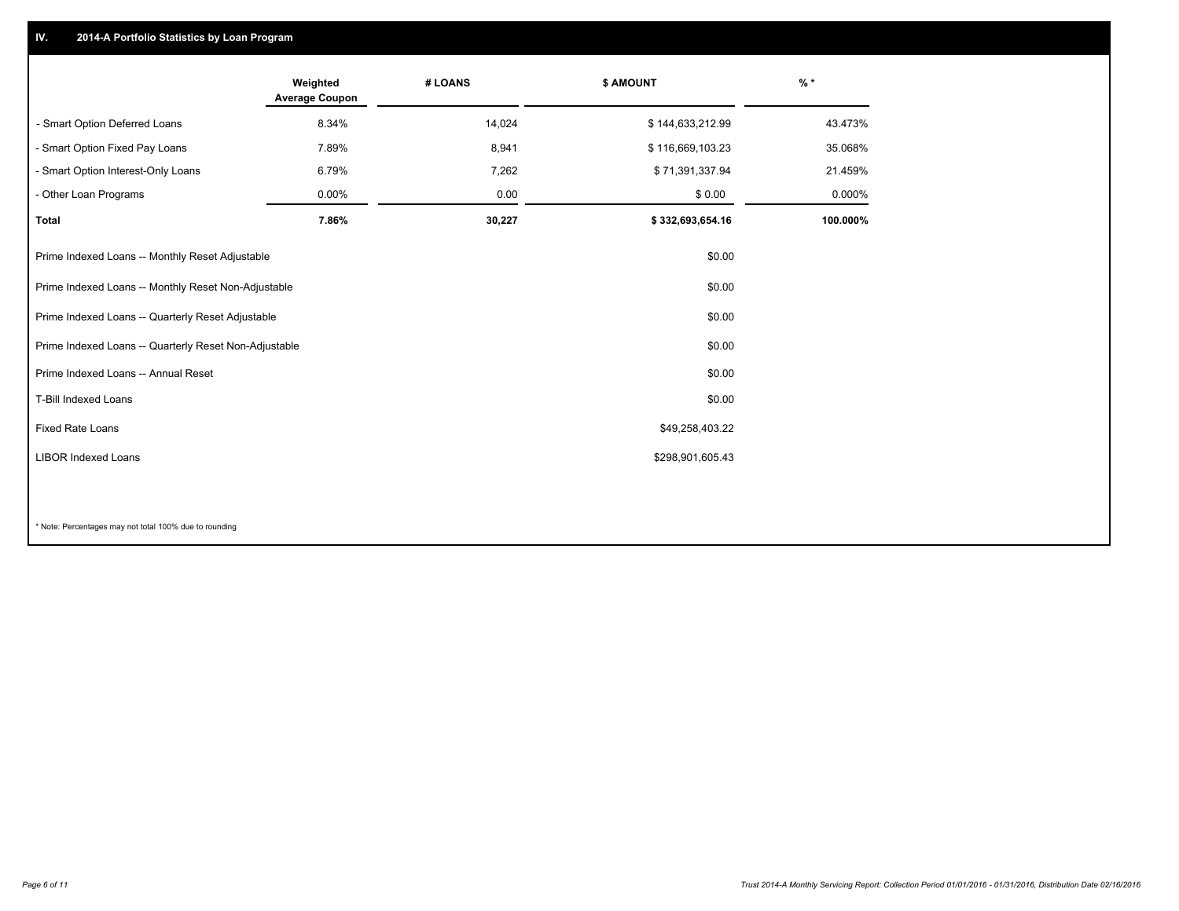## IV. 2014-A Portfolio Statistics by Loan Program

| | Weighted Average Coupon | # LOANS | $ AMOUNT | % * |
|---|---|---|---|---|
| - Smart Option Deferred Loans | 8.34% | 14,024 | $ 144,633,212.99 | 43.473% |
| - Smart Option Fixed Pay Loans | 7.89% | 8,941 | $ 116,669,103.23 | 35.068% |
| - Smart Option Interest-Only Loans | 6.79% | 7,262 | $ 71,391,337.94 | 21.459% |
| - Other Loan Programs | 0.00% | 0.00 | $ 0.00 | 0.000% |
| **Total** | **7.86%** | **30,227** | **$ 332,693,654.16** | **100.000%** |

| | |
|---|---|
| Prime Indexed Loans -- Monthly Reset Adjustable | $0.00 |
| Prime Indexed Loans -- Monthly Reset Non-Adjustable | $0.00 |
| Prime Indexed Loans -- Quarterly Reset Adjustable | $0.00 |
| Prime Indexed Loans -- Quarterly Reset Non-Adjustable | $0.00 |
| Prime Indexed Loans -- Annual Reset | $0.00 |
| T-Bill Indexed Loans | $0.00 |
| Fixed Rate Loans | $49,258,403.22 |
| LIBOR Indexed Loans | $298,901,605.43 |

* Note: Percentages may not total 100% due to rounding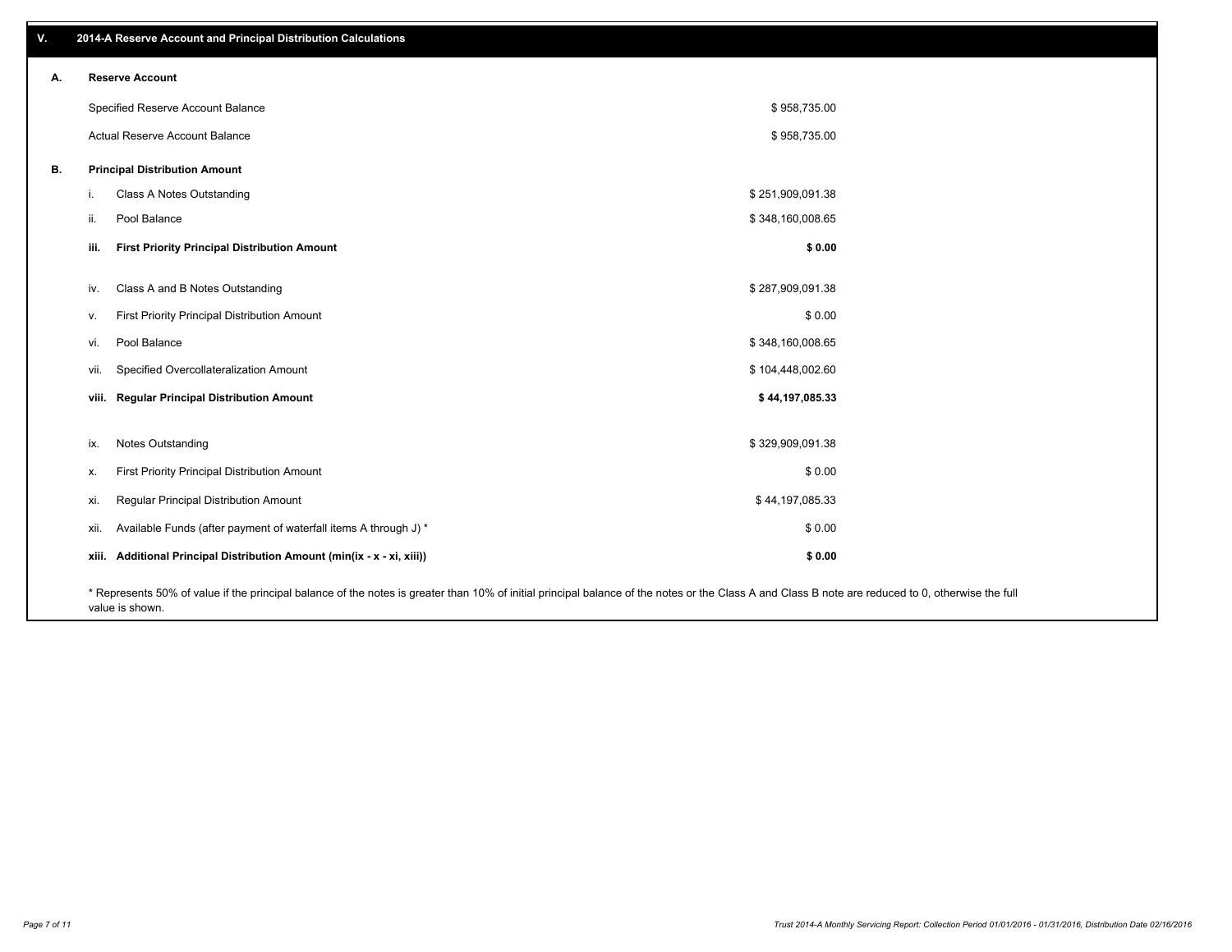## V. 2014-A Reserve Account and Principal Distribution Calculations

### A. Reserve Account

| | |
|---|---|
| Specified Reserve Account Balance | $ 958,735.00 |
| Actual Reserve Account Balance | $ 958,735.00 |

### B. Principal Distribution Amount

| | | |
|---|---|---|
| i. | Class A Notes Outstanding | $ 251,909,091.38 |
| ii. | Pool Balance | $ 348,160,008.65 |
| **iii.** | **First Priority Principal Distribution Amount** | **$ 0.00** |
| iv. | Class A and B Notes Outstanding | $ 287,909,091.38 |
| v. | First Priority Principal Distribution Amount | $ 0.00 |
| vi. | Pool Balance | $ 348,160,008.65 |
| vii. | Specified Overcollateralization Amount | $ 104,448,002.60 |
| **viii.** | **Regular Principal Distribution Amount** | **$ 44,197,085.33** |
| ix. | Notes Outstanding | $ 329,909,091.38 |
| x. | First Priority Principal Distribution Amount | $ 0.00 |
| xi. | Regular Principal Distribution Amount | $ 44,197,085.33 |
| xii. | Available Funds (after payment of waterfall items A through J) * | $ 0.00 |
| **xiii.** | **Additional Principal Distribution Amount (min(ix - x - xi, xiii))** | **$ 0.00** |

* Represents 50% of value if the principal balance of the notes is greater than 10% of initial principal balance of the notes or the Class A and Class B note are reduced to 0, otherwise the full value is shown.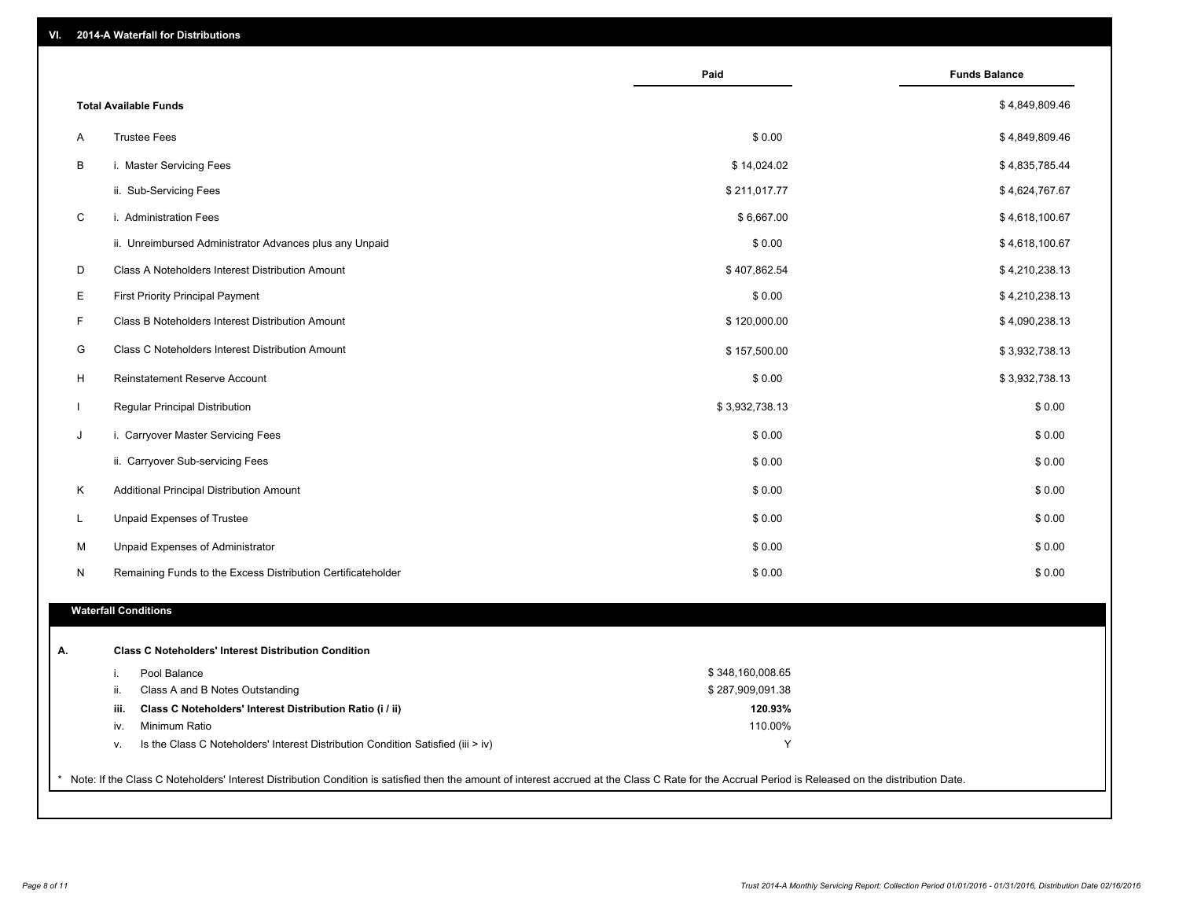## VI. 2014-A Waterfall for Distributions

| | | Paid | Funds Balance |
|---|---|---|---|
| | **Total Available Funds** | | $ 4,849,809.46 |
| A | Trustee Fees | $ 0.00 | $ 4,849,809.46 |
| B | i. Master Servicing Fees | $ 14,024.02 | $ 4,835,785.44 |
| | ii. Sub-Servicing Fees | $ 211,017.77 | $ 4,624,767.67 |
| C | i. Administration Fees | $ 6,667.00 | $ 4,618,100.67 |
| | ii. Unreimbursed Administrator Advances plus any Unpaid | $ 0.00 | $ 4,618,100.67 |
| D | Class A Noteholders Interest Distribution Amount | $ 407,862.54 | $ 4,210,238.13 |
| E | First Priority Principal Payment | $ 0.00 | $ 4,210,238.13 |
| F | Class B Noteholders Interest Distribution Amount | $ 120,000.00 | $ 4,090,238.13 |
| G | Class C Noteholders Interest Distribution Amount | $ 157,500.00 | $ 3,932,738.13 |
| H | Reinstatement Reserve Account | $ 0.00 | $ 3,932,738.13 |
| I | Regular Principal Distribution | $ 3,932,738.13 | $ 0.00 |
| J | i. Carryover Master Servicing Fees | $ 0.00 | $ 0.00 |
| | ii. Carryover Sub-servicing Fees | $ 0.00 | $ 0.00 |
| K | Additional Principal Distribution Amount | $ 0.00 | $ 0.00 |
| L | Unpaid Expenses of Trustee | $ 0.00 | $ 0.00 |
| M | Unpaid Expenses of Administrator | $ 0.00 | $ 0.00 |
| N | Remaining Funds to the Excess Distribution Certificateholder | $ 0.00 | $ 0.00 |

### Waterfall Conditions

**A. Class C Noteholders' Interest Distribution Condition**

| | | |
|---|---|---|
| i. | Pool Balance | $ 348,160,008.65 |
| ii. | Class A and B Notes Outstanding | $ 287,909,091.38 |
| **iii.** | **Class C Noteholders' Interest Distribution Ratio (i / ii)** | **120.93%** |
| iv. | Minimum Ratio | 110.00% |
| v. | Is the Class C Noteholders' Interest Distribution Condition Satisfied (iii > iv) | Y |

* Note: If the Class C Noteholders' Interest Distribution Condition is satisfied then the amount of interest accrued at the Class C Rate for the Accrual Period is Released on the distribution Date.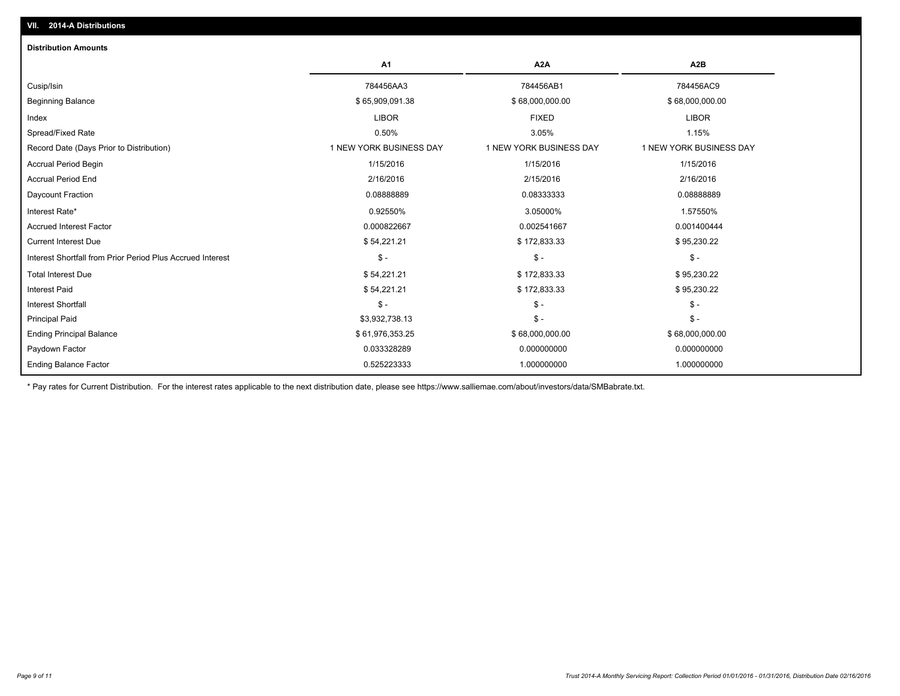## VII. 2014-A Distributions

### Distribution Amounts

| | A1 | A2A | A2B |
|---|---|---|---|
| Cusip/Isin | 784456AA3 | 784456AB1 | 784456AC9 |
| Beginning Balance | $ 65,909,091.38 | $ 68,000,000.00 | $ 68,000,000.00 |
| Index | LIBOR | FIXED | LIBOR |
| Spread/Fixed Rate | 0.50% | 3.05% | 1.15% |
| Record Date (Days Prior to Distribution) | 1 NEW YORK BUSINESS DAY | 1 NEW YORK BUSINESS DAY | 1 NEW YORK BUSINESS DAY |
| Accrual Period Begin | 1/15/2016 | 1/15/2016 | 1/15/2016 |
| Accrual Period End | 2/16/2016 | 2/15/2016 | 2/16/2016 |
| Daycount Fraction | 0.08888889 | 0.08333333 | 0.08888889 |
| Interest Rate* | 0.92550% | 3.05000% | 1.57550% |
| Accrued Interest Factor | 0.000822667 | 0.002541667 | 0.001400444 |
| Current Interest Due | $ 54,221.21 | $ 172,833.33 | $ 95,230.22 |
| Interest Shortfall from Prior Period Plus Accrued Interest | $ - | $ - | $ - |
| Total Interest Due | $ 54,221.21 | $ 172,833.33 | $ 95,230.22 |
| Interest Paid | $ 54,221.21 | $ 172,833.33 | $ 95,230.22 |
| Interest Shortfall | $ - | $ - | $ - |
| Principal Paid | $3,932,738.13 | $ - | $ - |
| Ending Principal Balance | $ 61,976,353.25 | $ 68,000,000.00 | $ 68,000,000.00 |
| Paydown Factor | 0.033328289 | 0.000000000 | 0.000000000 |
| Ending Balance Factor | 0.525223333 | 1.000000000 | 1.000000000 |

* Pay rates for Current Distribution. For the interest rates applicable to the next distribution date, please see https://www.salliemae.com/about/investors/data/SMBabrate.txt.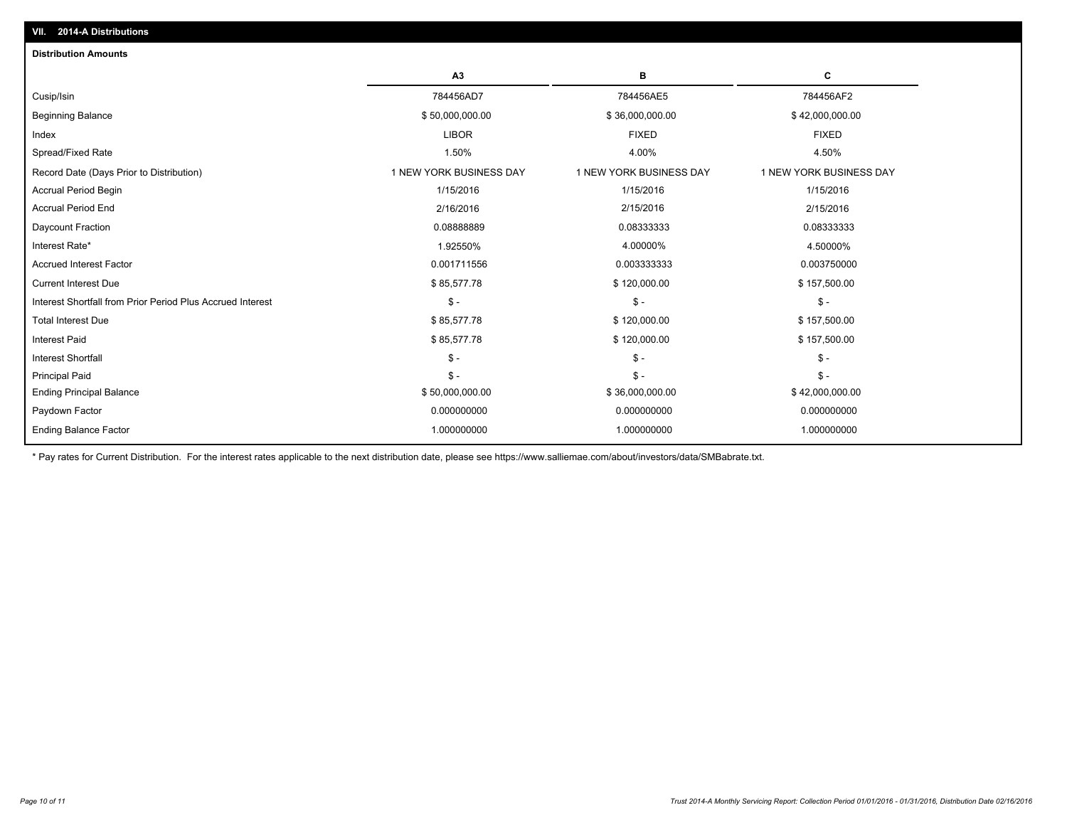## VII. 2014-A Distributions

**Distribution Amounts**

| | A3 | B | C |
|---|---|---|---|
| Cusip/Isin | 784456AD7 | 784456AE5 | 784456AF2 |
| Beginning Balance | $ 50,000,000.00 | $ 36,000,000.00 | $ 42,000,000.00 |
| Index | LIBOR | FIXED | FIXED |
| Spread/Fixed Rate | 1.50% | 4.00% | 4.50% |
| Record Date (Days Prior to Distribution) | 1 NEW YORK BUSINESS DAY | 1 NEW YORK BUSINESS DAY | 1 NEW YORK BUSINESS DAY |
| Accrual Period Begin | 1/15/2016 | 1/15/2016 | 1/15/2016 |
| Accrual Period End | 2/16/2016 | 2/15/2016 | 2/15/2016 |
| Daycount Fraction | 0.08888889 | 0.08333333 | 0.08333333 |
| Interest Rate* | 1.92550% | 4.00000% | 4.50000% |
| Accrued Interest Factor | 0.001711556 | 0.003333333 | 0.003750000 |
| Current Interest Due | $ 85,577.78 | $ 120,000.00 | $ 157,500.00 |
| Interest Shortfall from Prior Period Plus Accrued Interest | $ - | $ - | $ - |
| Total Interest Due | $ 85,577.78 | $ 120,000.00 | $ 157,500.00 |
| Interest Paid | $ 85,577.78 | $ 120,000.00 | $ 157,500.00 |
| Interest Shortfall | $ - | $ - | $ - |
| Principal Paid | $ - | $ - | $ - |
| Ending Principal Balance | $ 50,000,000.00 | $ 36,000,000.00 | $ 42,000,000.00 |
| Paydown Factor | 0.000000000 | 0.000000000 | 0.000000000 |
| Ending Balance Factor | 1.000000000 | 1.000000000 | 1.000000000 |

* Pay rates for Current Distribution. For the interest rates applicable to the next distribution date, please see https://www.salliemae.com/about/investors/data/SMBabrate.txt.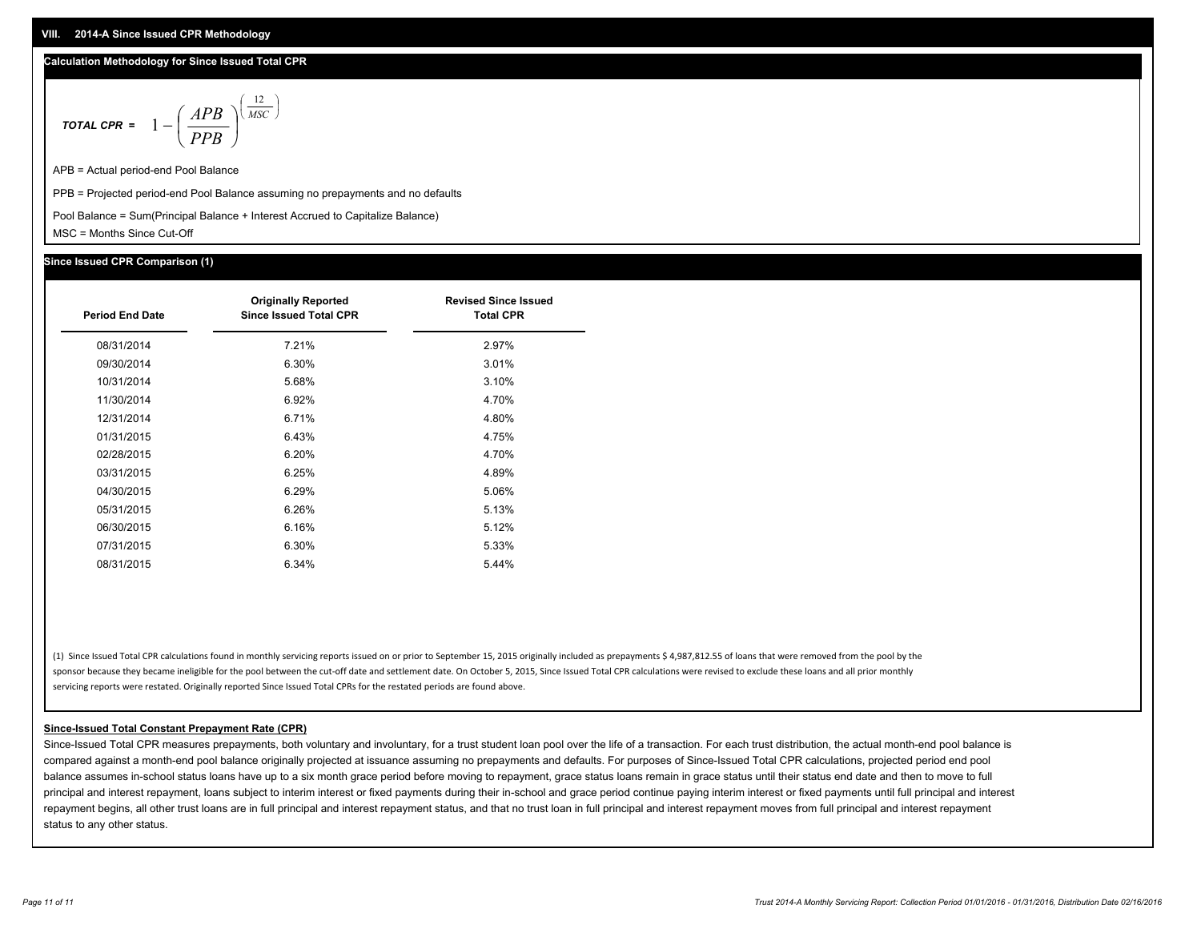## VIII. 2014-A Since Issued CPR Methodology

### Calculation Methodology for Since Issued Total CPR

$$\textit{TOTAL CPR} = 1 - \left(\frac{APB}{PPB}\right)^{\left(\frac{12}{MSC}\right)}$$

APB = Actual period-end Pool Balance

PPB = Projected period-end Pool Balance assuming no prepayments and no defaults

Pool Balance = Sum(Principal Balance + Interest Accrued to Capitalize Balance)

MSC = Months Since Cut-Off

### Since Issued CPR Comparison (1)

| Period End Date | Originally Reported Since Issued Total CPR | Revised Since Issued Total CPR |
|---|---|---|
| 08/31/2014 | 7.21% | 2.97% |
| 09/30/2014 | 6.30% | 3.01% |
| 10/31/2014 | 5.68% | 3.10% |
| 11/30/2014 | 6.92% | 4.70% |
| 12/31/2014 | 6.71% | 4.80% |
| 01/31/2015 | 6.43% | 4.75% |
| 02/28/2015 | 6.20% | 4.70% |
| 03/31/2015 | 6.25% | 4.89% |
| 04/30/2015 | 6.29% | 5.06% |
| 05/31/2015 | 6.26% | 5.13% |
| 06/30/2015 | 6.16% | 5.12% |
| 07/31/2015 | 6.30% | 5.33% |
| 08/31/2015 | 6.34% | 5.44% |

(1) Since Issued Total CPR calculations found in monthly servicing reports issued on or prior to September 15, 2015 originally included as prepayments $ 4,987,812.55 of loans that were removed from the pool by the sponsor because they became ineligible for the pool between the cut-off date and settlement date. On October 5, 2015, Since Issued Total CPR calculations were revised to exclude these loans and all prior monthly servicing reports were restated. Originally reported Since Issued Total CPRs for the restated periods are found above.

**Since-Issued Total Constant Prepayment Rate (CPR)**

Since-Issued Total CPR measures prepayments, both voluntary and involuntary, for a trust student loan pool over the life of a transaction. For each trust distribution, the actual month-end pool balance is compared against a month-end pool balance originally projected at issuance assuming no prepayments and defaults. For purposes of Since-Issued Total CPR calculations, projected period end pool balance assumes in-school status loans have up to a six month grace period before moving to repayment, grace status loans remain in grace status until their status end date and then to move to full principal and interest repayment, loans subject to interim interest or fixed payments during their in-school and grace period continue paying interim interest or fixed payments until full principal and interest repayment begins, all other trust loans are in full principal and interest repayment status, and that no trust loan in full principal and interest repayment moves from full principal and interest repayment status to any other status.